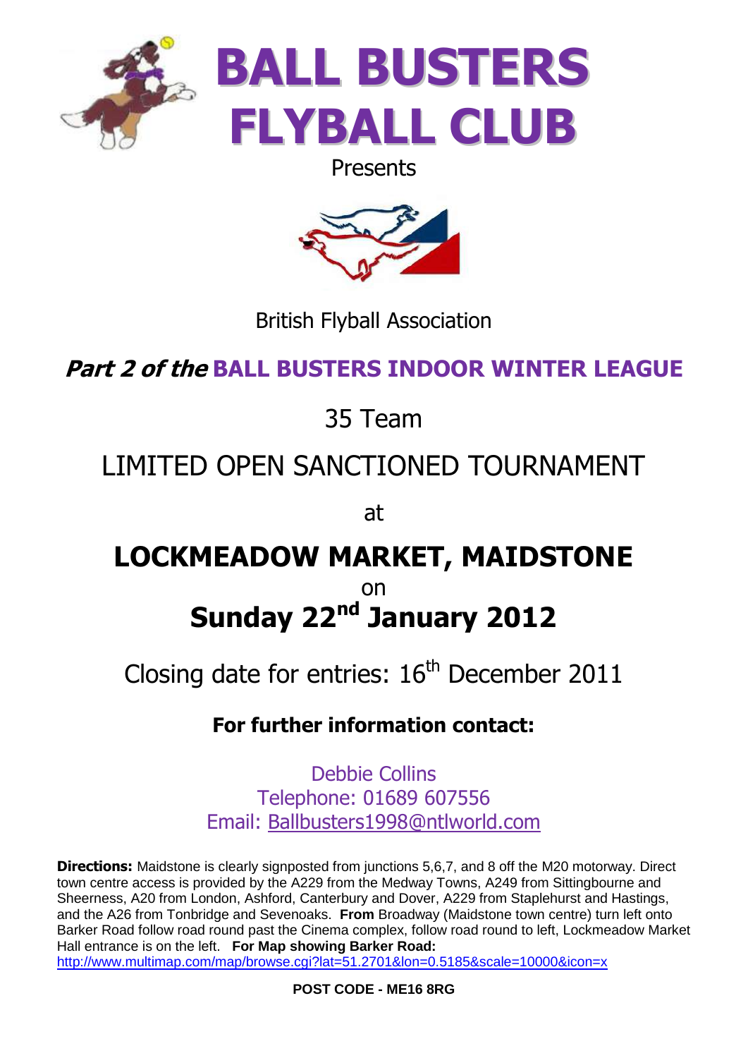# BALL BUSTERS FLYBALL CLUB

Presents

British Flyball Association

## *Part 2 of the* BALL BUSTERS INDOOR WINTER LEAGUE

35 Team

LIMITED OPEN SANCTIONED TOURNAMENT

at

## LOCKMEADOW MARKET, MAIDSTONE

on

## Sunday 22nd January 2012

Closing date for entries: 16th December 2011

**For further information contact:**

Debbie Collins
Telephone: 01689 607556
Email: Ballbusters1998@ntlworld.com

**Directions:** Maidstone is clearly signposted from junctions 5,6,7, and 8 off the M20 motorway. Direct town centre access is provided by the A229 from the Medway Towns, A249 from Sittingbourne and Sheerness, A20 from London, Ashford, Canterbury and Dover, A229 from Staplehurst and Hastings, and the A26 from Tonbridge and Sevenoaks. **From** Broadway (Maidstone town centre) turn left onto Barker Road follow road round past the Cinema complex, follow road round to left, Lockmeadow Market Hall entrance is on the left. **For Map showing Barker Road:** http://www.multimap.com/map/browse.cgi?lat=51.2701&lon=0.5185&scale=10000&icon=x

**POST CODE - ME16 8RG**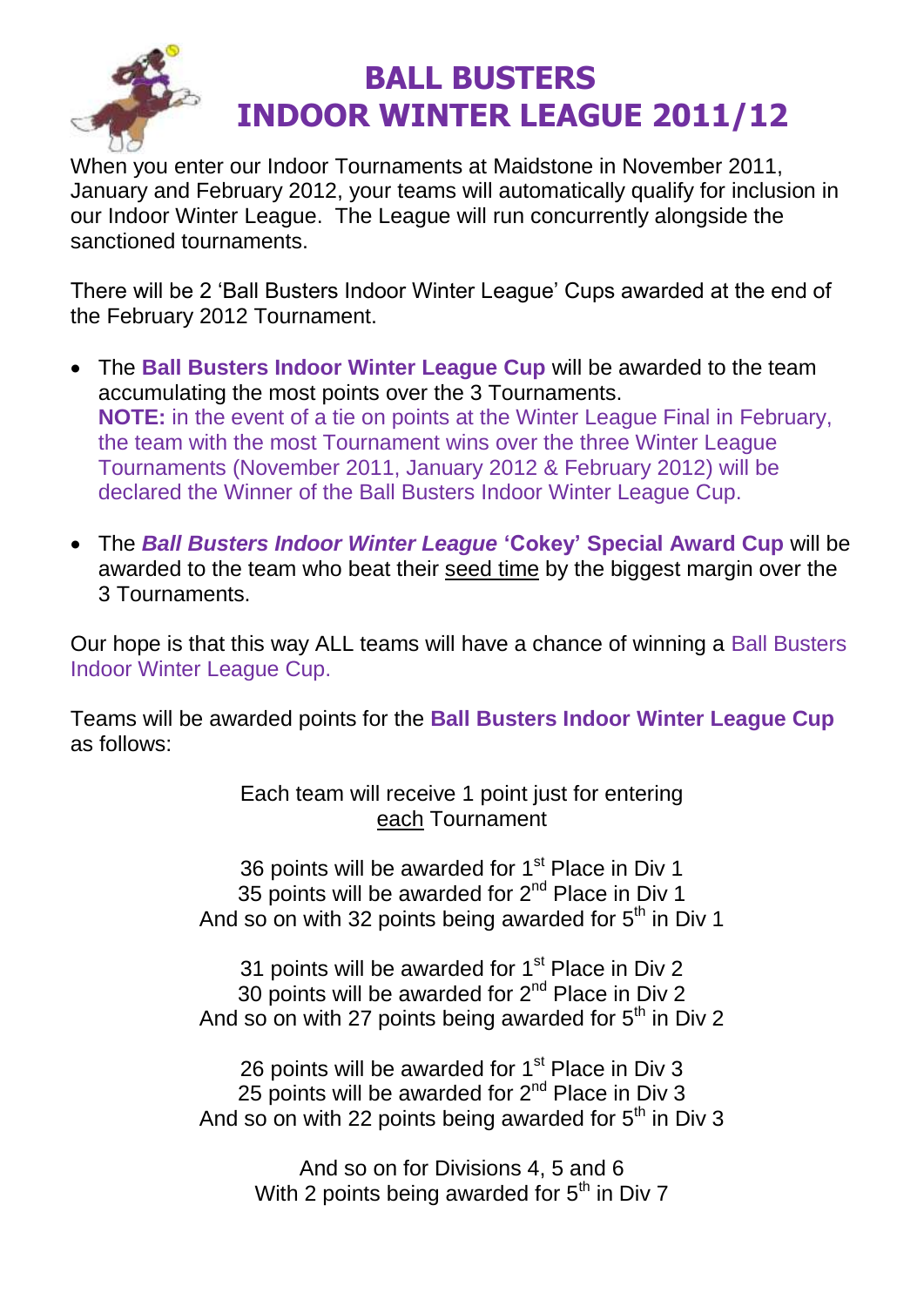# BALL BUSTERS
# INDOOR WINTER LEAGUE 2011/12

When you enter our Indoor Tournaments at Maidstone in November 2011, January and February 2012, your teams will automatically qualify for inclusion in our Indoor Winter League. The League will run concurrently alongside the sanctioned tournaments.

There will be 2 'Ball Busters Indoor Winter League' Cups awarded at the end of the February 2012 Tournament.

- The **Ball Busters Indoor Winter League Cup** will be awarded to the team accumulating the most points over the 3 Tournaments.
  **NOTE:** in the event of a tie on points at the Winter League Final in February, the team with the most Tournament wins over the three Winter League Tournaments (November 2011, January 2012 & February 2012) will be declared the Winner of the Ball Busters Indoor Winter League Cup.

- The ***Ball Busters Indoor Winter League*** **'Cokey' Special Award Cup** will be awarded to the team who beat their seed time by the biggest margin over the 3 Tournaments.

Our hope is that this way ALL teams will have a chance of winning a Ball Busters Indoor Winter League Cup.

Teams will be awarded points for the **Ball Busters Indoor Winter League Cup** as follows:

Each team will receive 1 point just for entering each Tournament

36 points will be awarded for 1st Place in Div 1
35 points will be awarded for 2nd Place in Div 1
And so on with 32 points being awarded for 5th in Div 1

31 points will be awarded for 1st Place in Div 2
30 points will be awarded for 2nd Place in Div 2
And so on with 27 points being awarded for 5th in Div 2

26 points will be awarded for 1st Place in Div 3
25 points will be awarded for 2nd Place in Div 3
And so on with 22 points being awarded for 5th in Div 3

And so on for Divisions 4, 5 and 6
With 2 points being awarded for 5th in Div 7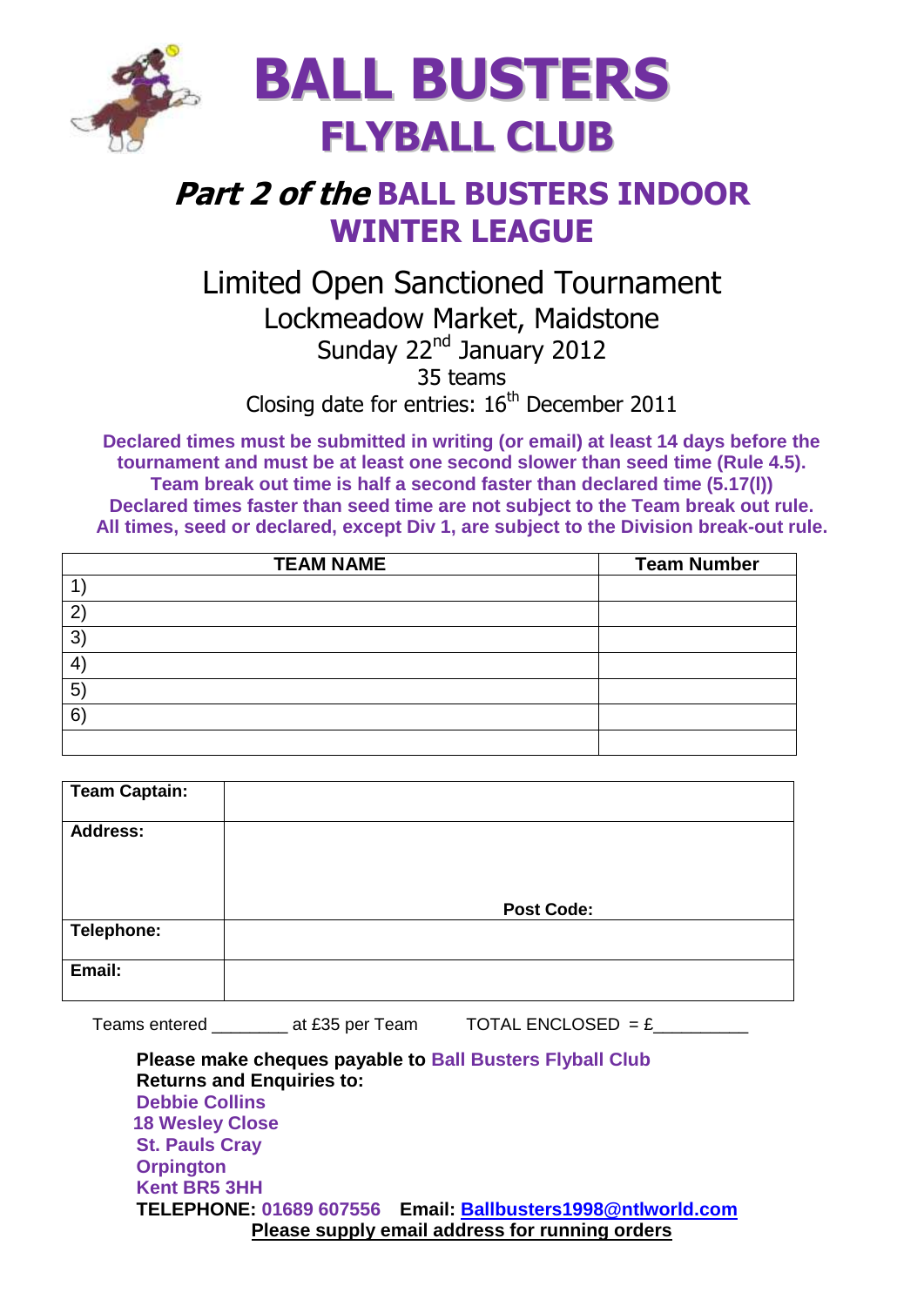# BALL BUSTERS
## FLYBALL CLUB

## *Part 2 of the* BALL BUSTERS INDOOR WINTER LEAGUE

Limited Open Sanctioned Tournament
Lockmeadow Market, Maidstone
Sunday 22nd January 2012
35 teams
Closing date for entries: 16th December 2011

**Declared times must be submitted in writing (or email) at least 14 days before the tournament and must be at least one second slower than seed time (Rule 4.5).**
**Team break out time is half a second faster than declared time (5.17(l))**
**Declared times faster than seed time are not subject to the Team break out rule.**
**All times, seed or declared, except Div 1, are subject to the Division break-out rule.**

| TEAM NAME | Team Number |
|---|---|
| 1) | |
| 2) | |
| 3) | |
| 4) | |
| 5) | |
| 6) | |
| | |

| | |
|---|---|
| **Team Captain:** | |
| **Address:** | **Post Code:** |
| **Telephone:** | |
| **Email:** | |

Teams entered ________ at £35 per Team TOTAL ENCLOSED = £__________

**Please make cheques payable to Ball Busters Flyball Club**
**Returns and Enquiries to:**
**Debbie Collins**
**18 Wesley Close**
**St. Pauls Cray**
**Orpington**
**Kent BR5 3HH**
**TELEPHONE: 01689 607556 Email: Ballbusters1998@ntlworld.com**
**Please supply email address for running orders**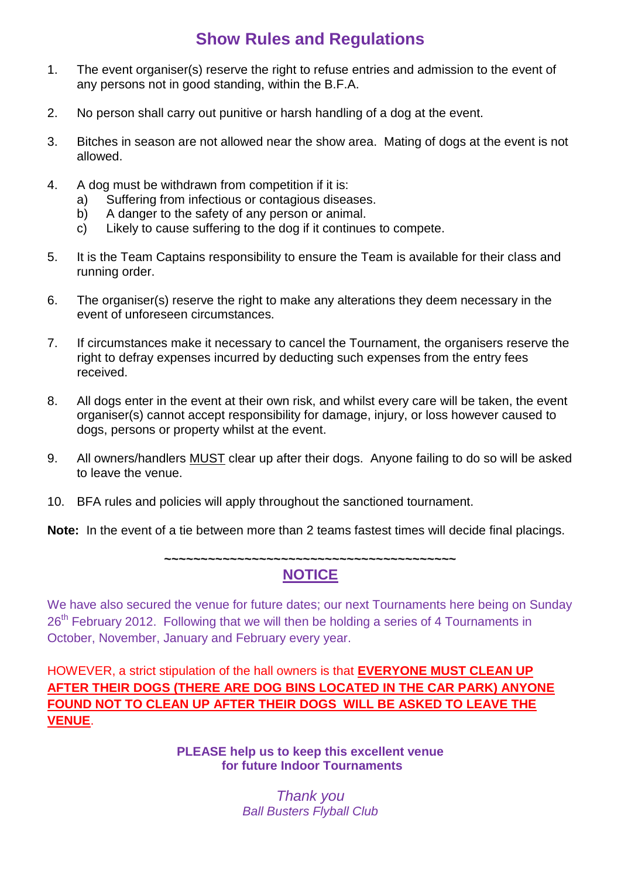# Show Rules and Regulations

1. The event organiser(s) reserve the right to refuse entries and admission to the event of any persons not in good standing, within the B.F.A.

2. No person shall carry out punitive or harsh handling of a dog at the event.

3. Bitches in season are not allowed near the show area. Mating of dogs at the event is not allowed.

4. A dog must be withdrawn from competition if it is:
   a) Suffering from infectious or contagious diseases.
   b) A danger to the safety of any person or animal.
   c) Likely to cause suffering to the dog if it continues to compete.

5. It is the Team Captains responsibility to ensure the Team is available for their class and running order.

6. The organiser(s) reserve the right to make any alterations they deem necessary in the event of unforeseen circumstances.

7. If circumstances make it necessary to cancel the Tournament, the organisers reserve the right to defray expenses incurred by deducting such expenses from the entry fees received.

8. All dogs enter in the event at their own risk, and whilst every care will be taken, the event organiser(s) cannot accept responsibility for damage, injury, or loss however caused to dogs, persons or property whilst at the event.

9. All owners/handlers MUST clear up after their dogs. Anyone failing to do so will be asked to leave the venue.

10. BFA rules and policies will apply throughout the sanctioned tournament.

**Note:** In the event of a tie between more than 2 teams fastest times will decide final placings.

~~~~~~~~~~~~~~~~~~~~~~~~~~~~~~~~~~~~~~~~~~~~

## NOTICE

We have also secured the venue for future dates; our next Tournaments here being on Sunday 26th February 2012. Following that we will then be holding a series of 4 Tournaments in October, November, January and February every year.

HOWEVER, a strict stipulation of the hall owners is that **EVERYONE MUST CLEAN UP AFTER THEIR DOGS (THERE ARE DOG BINS LOCATED IN THE CAR PARK) ANYONE FOUND NOT TO CLEAN UP AFTER THEIR DOGS WILL BE ASKED TO LEAVE THE VENUE**.

**PLEASE help us to keep this excellent venue for future Indoor Tournaments**

*Thank you*
*Ball Busters Flyball Club*